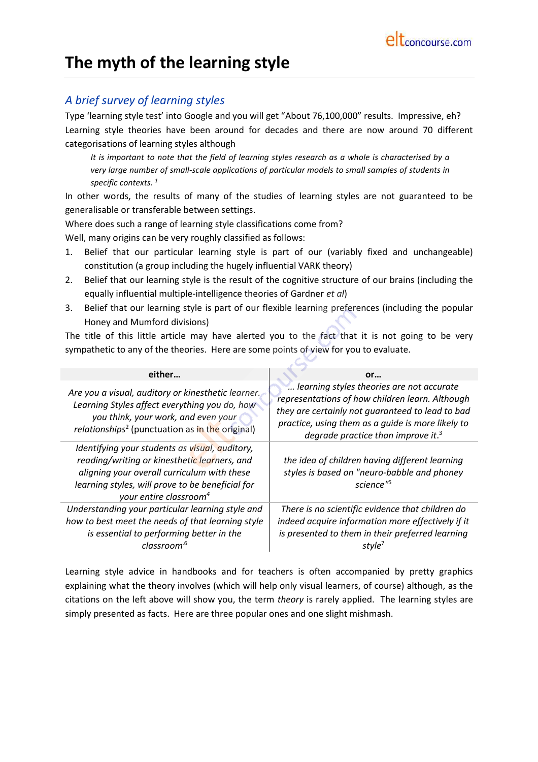# The myth of the learning style

## A brief survey of learning styles

Type 'learning style test' into Google and you will get "About 76,100,000" results. Impressive, eh? Learning style theories have been around for decades and there are now around 70 different categorisations of learning styles although

> *It is important to note that the field of learning styles research as a whole is characterised by a very large number of small-scale applications of particular models to small samples of students in specific contexts.* [1]

In other words, the results of many of the studies of learning styles are not guaranteed to be generalisable or transferable between settings.

Where does such a range of learning style classifications come from?

Well, many origins can be very roughly classified as follows:

1. Belief that our particular learning style is part of our (variably fixed and unchangeable) constitution (a group including the hugely influential VARK theory)
2. Belief that our learning style is the result of the cognitive structure of our brains (including the equally influential multiple-intelligence theories of Gardner *et al*)
3. Belief that our learning style is part of our flexible learning preferences (including the popular Honey and Mumford divisions)

The title of this little article may have alerted you to the fact that it is not going to be very sympathetic to any of the theories. Here are some points of view for you to evaluate.

| either… | or… |
|---|---|
| *Are you a visual, auditory or kinesthetic learner. Learning Styles affect everything you do, how you think, your work, and even your relationships*[2] (punctuation as in the original) | *… learning styles theories are not accurate representations of how children learn. Although they are certainly not guaranteed to lead to bad practice, using them as a guide is more likely to degrade practice than improve it.*[3] |
| *Identifying your students as visual, auditory, reading/writing or kinesthetic learners, and aligning your overall curriculum with these learning styles, will prove to be beneficial for your entire classroom*[4] | *the idea of children having different learning styles is based on "neuro-babble and phoney science"*[5] |
| *Understanding your particular learning style and how to best meet the needs of that learning style is essential to performing better in the classroom*[6] | *There is no scientific evidence that children do indeed acquire information more effectively if it is presented to them in their preferred learning style*[7] |

Learning style advice in handbooks and for teachers is often accompanied by pretty graphics explaining what the theory involves (which will help only visual learners, of course) although, as the citations on the left above will show you, the term *theory* is rarely applied. The learning styles are simply presented as facts. Here are three popular ones and one slight mishmash.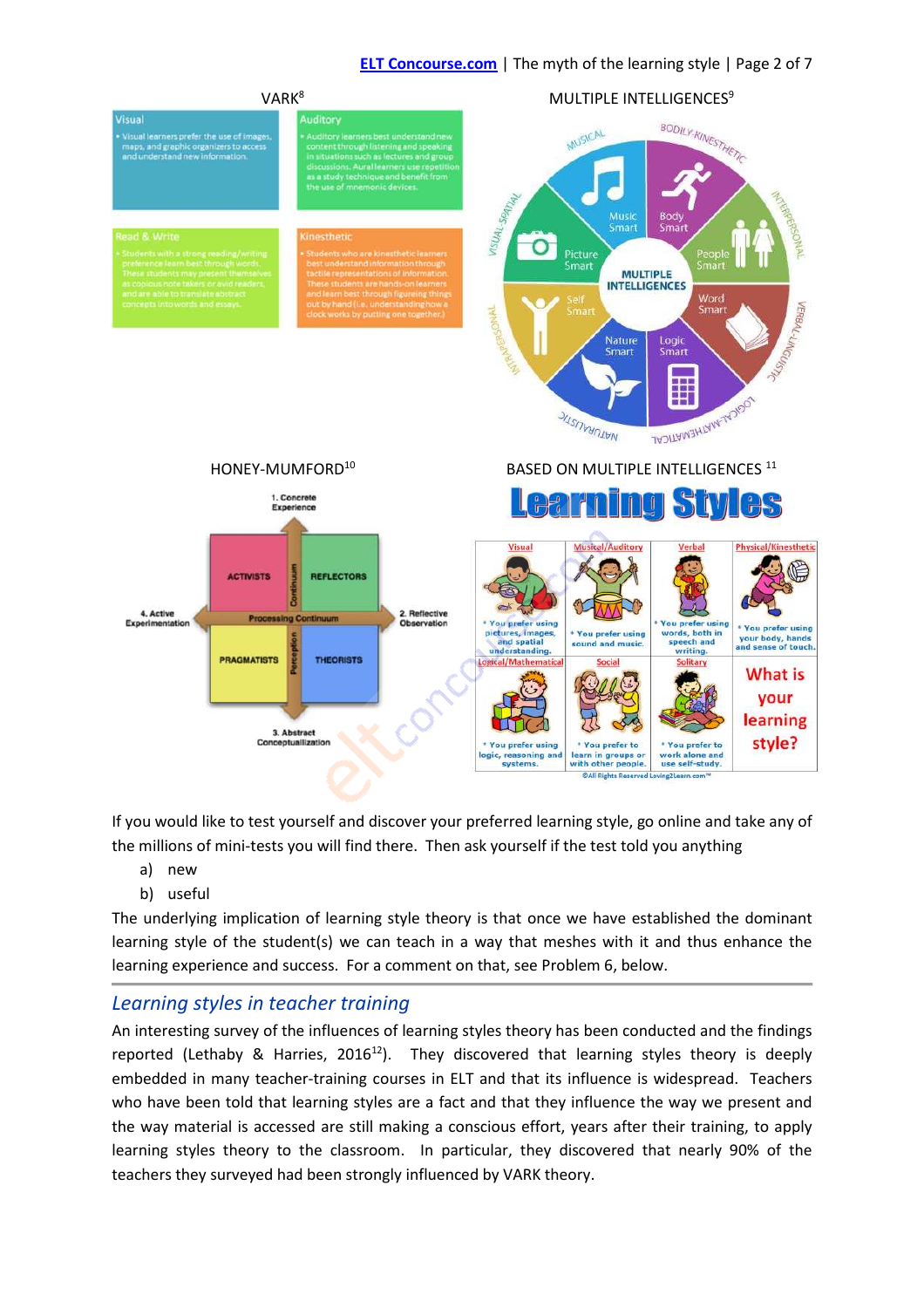VARK[8]

MULTIPLE INTELLIGENCES[9]

HONEY-MUMFORD[10]

BASED ON MULTIPLE INTELLIGENCES [11]

If you would like to test yourself and discover your preferred learning style, go online and take any of the millions of mini-tests you will find there. Then ask yourself if the test told you anything

a) new
b) useful

The underlying implication of learning style theory is that once we have established the dominant learning style of the student(s) we can teach in a way that meshes with it and thus enhance the learning experience and success. For a comment on that, see Problem 6, below.

## *Learning styles in teacher training*

An interesting survey of the influences of learning styles theory has been conducted and the findings reported (Lethaby & Harries, 2016[12]). They discovered that learning styles theory is deeply embedded in many teacher-training courses in ELT and that its influence is widespread. Teachers who have been told that learning styles are a fact and that they influence the way we present and the way material is accessed are still making a conscious effort, years after their training, to apply learning styles theory to the classroom. In particular, they discovered that nearly 90% of the teachers they surveyed had been strongly influenced by VARK theory.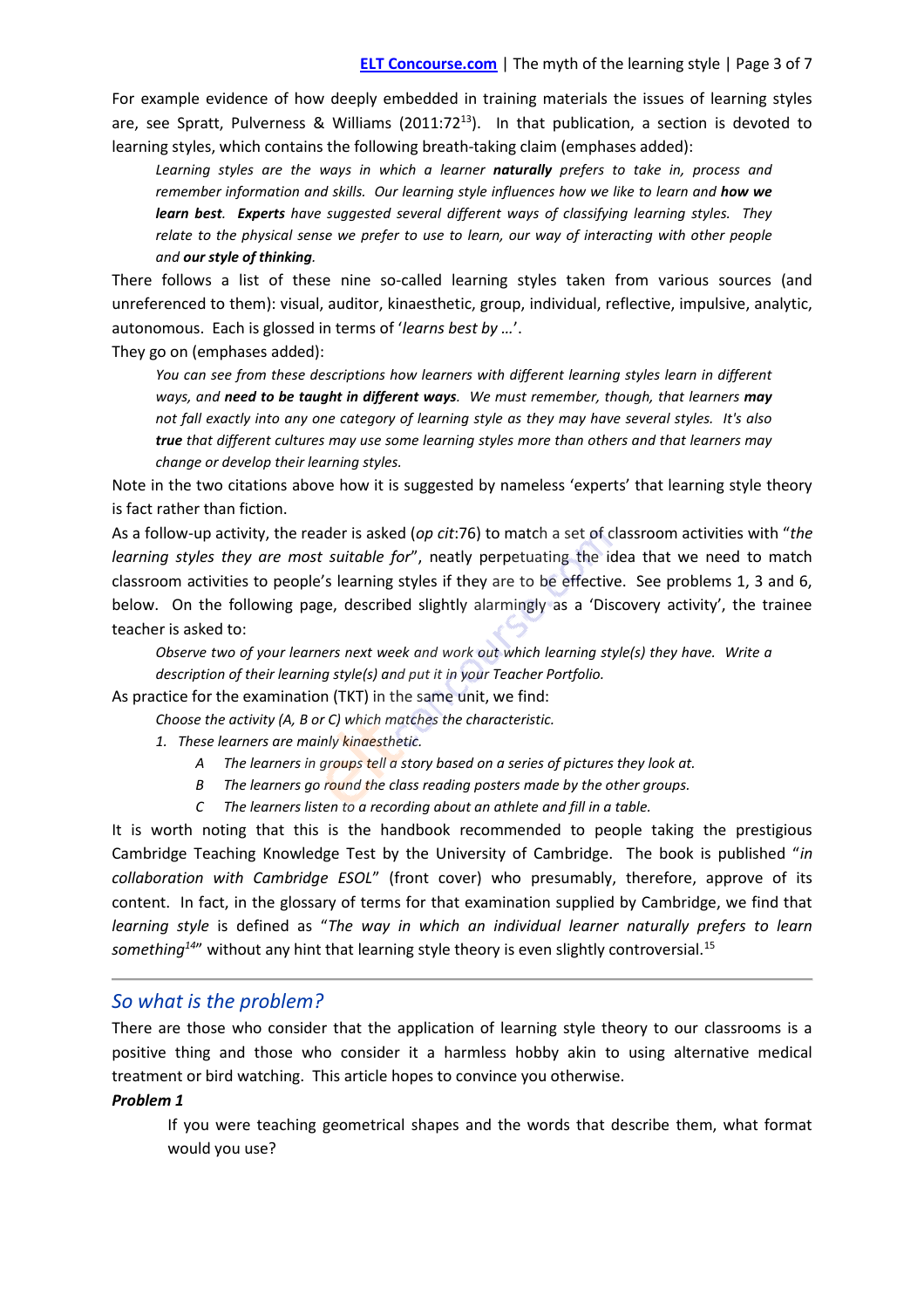For example evidence of how deeply embedded in training materials the issues of learning styles are, see Spratt, Pulverness & Williams (2011:72[13]). In that publication, a section is devoted to learning styles, which contains the following breath-taking claim (emphases added):

> *Learning styles are the ways in which a learner **naturally** prefers to take in, process and remember information and skills. Our learning style influences how we like to learn and **how we learn best**. **Experts** have suggested several different ways of classifying learning styles. They relate to the physical sense we prefer to use to learn, our way of interacting with other people and **our style of thinking**.*

There follows a list of these nine so-called learning styles taken from various sources (and unreferenced to them): visual, auditor, kinaesthetic, group, individual, reflective, impulsive, analytic, autonomous. Each is glossed in terms of '*learns best by …*'.

They go on (emphases added):

> *You can see from these descriptions how learners with different learning styles learn in different ways, and **need to be taught in different ways**. We must remember, though, that learners **may** not fall exactly into any one category of learning style as they may have several styles. It's also **true** that different cultures may use some learning styles more than others and that learners may change or develop their learning styles.*

Note in the two citations above how it is suggested by nameless 'experts' that learning style theory is fact rather than fiction.

As a follow-up activity, the reader is asked (*op cit*:76) to match a set of classroom activities with "*the learning styles they are most suitable for*", neatly perpetuating the idea that we need to match classroom activities to people's learning styles if they are to be effective. See problems 1, 3 and 6, below. On the following page, described slightly alarmingly as a 'Discovery activity', the trainee teacher is asked to:

> *Observe two of your learners next week and work out which learning style(s) they have. Write a description of their learning style(s) and put it in your Teacher Portfolio.*

As practice for the examination (TKT) in the same unit, we find:

> *Choose the activity (A, B or C) which matches the characteristic.*
>
> 1. *These learners are mainly kinaesthetic.*
>    - A *The learners in groups tell a story based on a series of pictures they look at.*
>    - B *The learners go round the class reading posters made by the other groups.*
>    - C *The learners listen to a recording about an athlete and fill in a table.*

It is worth noting that this is the handbook recommended to people taking the prestigious Cambridge Teaching Knowledge Test by the University of Cambridge. The book is published "*in collaboration with Cambridge ESOL*" (front cover) who presumably, therefore, approve of its content. In fact, in the glossary of terms for that examination supplied by Cambridge, we find that *learning style* is defined as "*The way in which an individual learner naturally prefers to learn something*[14]" without any hint that learning style theory is even slightly controversial.[15]

---

## So what is the problem?

There are those who consider that the application of learning style theory to our classrooms is a positive thing and those who consider it a harmless hobby akin to using alternative medical treatment or bird watching. This article hopes to convince you otherwise.

**Problem 1**

If you were teaching geometrical shapes and the words that describe them, what format would you use?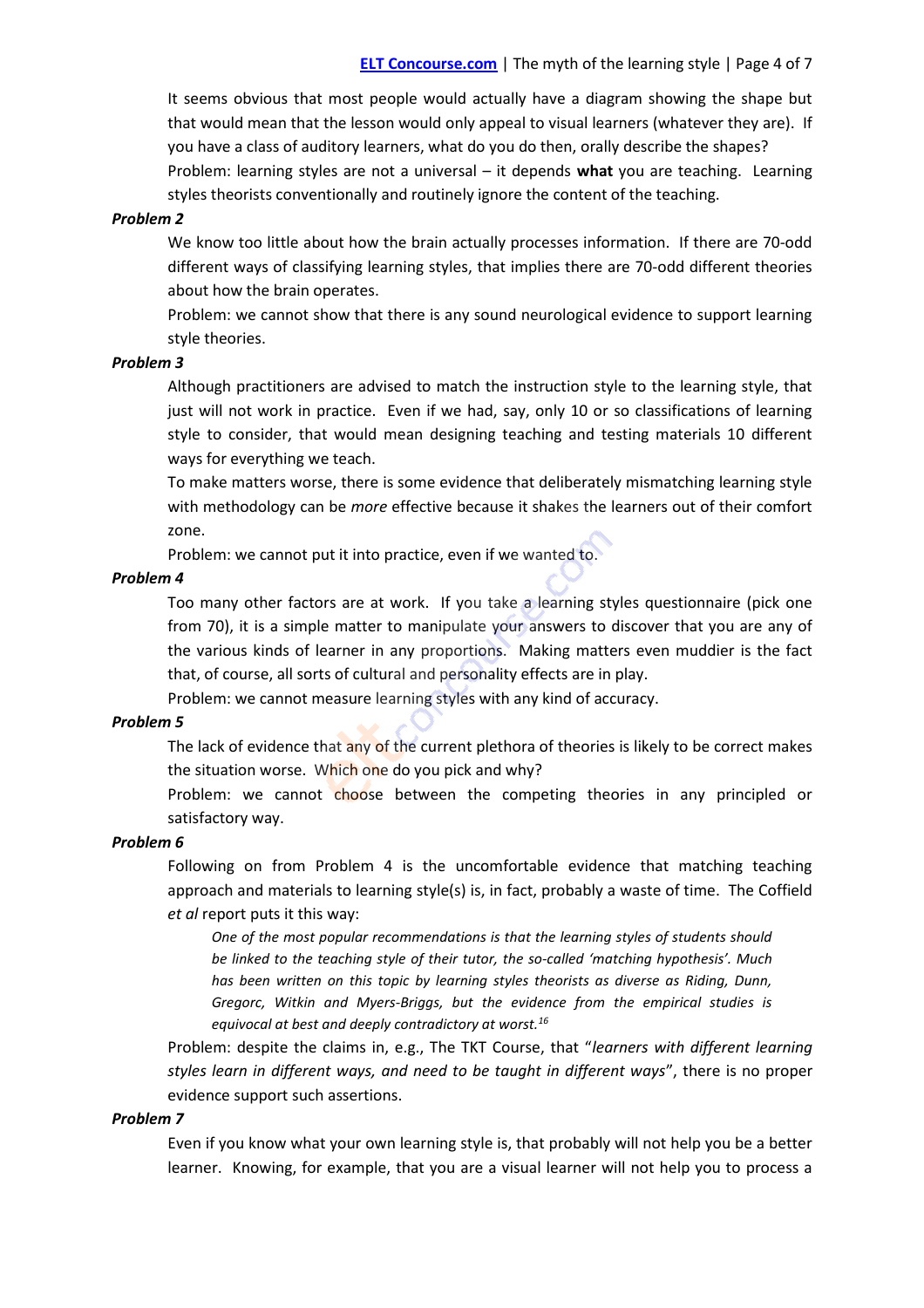It seems obvious that most people would actually have a diagram showing the shape but that would mean that the lesson would only appeal to visual learners (whatever they are). If you have a class of auditory learners, what do you do then, orally describe the shapes?

Problem: learning styles are not a universal – it depends **what** you are teaching. Learning styles theorists conventionally and routinely ignore the content of the teaching.

***Problem 2***

We know too little about how the brain actually processes information. If there are 70-odd different ways of classifying learning styles, that implies there are 70-odd different theories about how the brain operates.

Problem: we cannot show that there is any sound neurological evidence to support learning style theories.

***Problem 3***

Although practitioners are advised to match the instruction style to the learning style, that just will not work in practice. Even if we had, say, only 10 or so classifications of learning style to consider, that would mean designing teaching and testing materials 10 different ways for everything we teach.

To make matters worse, there is some evidence that deliberately mismatching learning style with methodology can be *more* effective because it shakes the learners out of their comfort zone.

Problem: we cannot put it into practice, even if we wanted to.

***Problem 4***

Too many other factors are at work. If you take a learning styles questionnaire (pick one from 70), it is a simple matter to manipulate your answers to discover that you are any of the various kinds of learner in any proportions. Making matters even muddier is the fact that, of course, all sorts of cultural and personality effects are in play.

Problem: we cannot measure learning styles with any kind of accuracy.

***Problem 5***

The lack of evidence that any of the current plethora of theories is likely to be correct makes the situation worse. Which one do you pick and why?

Problem: we cannot choose between the competing theories in any principled or satisfactory way.

***Problem 6***

Following on from Problem 4 is the uncomfortable evidence that matching teaching approach and materials to learning style(s) is, in fact, probably a waste of time. The Coffield *et al* report puts it this way:

> *One of the most popular recommendations is that the learning styles of students should be linked to the teaching style of their tutor, the so-called 'matching hypothesis'. Much has been written on this topic by learning styles theorists as diverse as Riding, Dunn, Gregorc, Witkin and Myers-Briggs, but the evidence from the empirical studies is equivocal at best and deeply contradictory at worst.*[16]

Problem: despite the claims in, e.g., The TKT Course, that "*learners with different learning styles learn in different ways, and need to be taught in different ways*", there is no proper evidence support such assertions.

***Problem 7***

Even if you know what your own learning style is, that probably will not help you be a better learner. Knowing, for example, that you are a visual learner will not help you to process a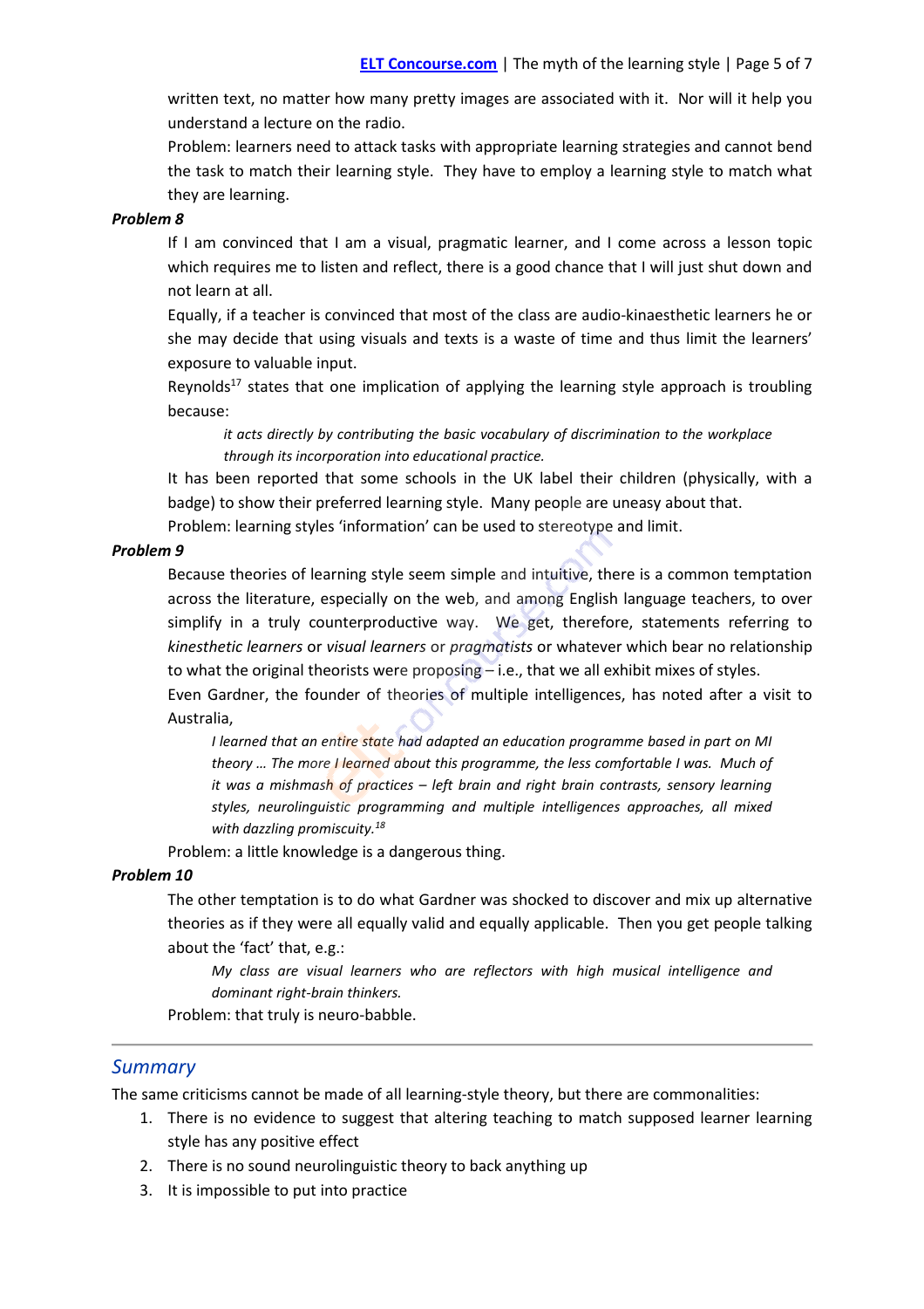written text, no matter how many pretty images are associated with it. Nor will it help you understand a lecture on the radio.

Problem: learners need to attack tasks with appropriate learning strategies and cannot bend the task to match their learning style. They have to employ a learning style to match what they are learning.

***Problem 8***

If I am convinced that I am a visual, pragmatic learner, and I come across a lesson topic which requires me to listen and reflect, there is a good chance that I will just shut down and not learn at all.

Equally, if a teacher is convinced that most of the class are audio-kinaesthetic learners he or she may decide that using visuals and texts is a waste of time and thus limit the learners' exposure to valuable input.

Reynolds[17] states that one implication of applying the learning style approach is troubling because:

> *it acts directly by contributing the basic vocabulary of discrimination to the workplace through its incorporation into educational practice.*

It has been reported that some schools in the UK label their children (physically, with a badge) to show their preferred learning style. Many people are uneasy about that.

Problem: learning styles 'information' can be used to stereotype and limit.

***Problem 9***

Because theories of learning style seem simple and intuitive, there is a common temptation across the literature, especially on the web, and among English language teachers, to over simplify in a truly counterproductive way. We get, therefore, statements referring to *kinesthetic learners* or *visual learners* or *pragmatists* or whatever which bear no relationship to what the original theorists were proposing – i.e., that we all exhibit mixes of styles.

Even Gardner, the founder of theories of multiple intelligences, has noted after a visit to Australia,

> *I learned that an entire state had adapted an education programme based in part on MI theory … The more I learned about this programme, the less comfortable I was. Much of it was a mishmash of practices – left brain and right brain contrasts, sensory learning styles, neurolinguistic programming and multiple intelligences approaches, all mixed with dazzling promiscuity.*[18]

Problem: a little knowledge is a dangerous thing.

***Problem 10***

The other temptation is to do what Gardner was shocked to discover and mix up alternative theories as if they were all equally valid and equally applicable. Then you get people talking about the 'fact' that, e.g.:

> *My class are visual learners who are reflectors with high musical intelligence and dominant right-brain thinkers.*

Problem: that truly is neuro-babble.

---

## Summary

The same criticisms cannot be made of all learning-style theory, but there are commonalities:

1. There is no evidence to suggest that altering teaching to match supposed learner learning style has any positive effect
2. There is no sound neurolinguistic theory to back anything up
3. It is impossible to put into practice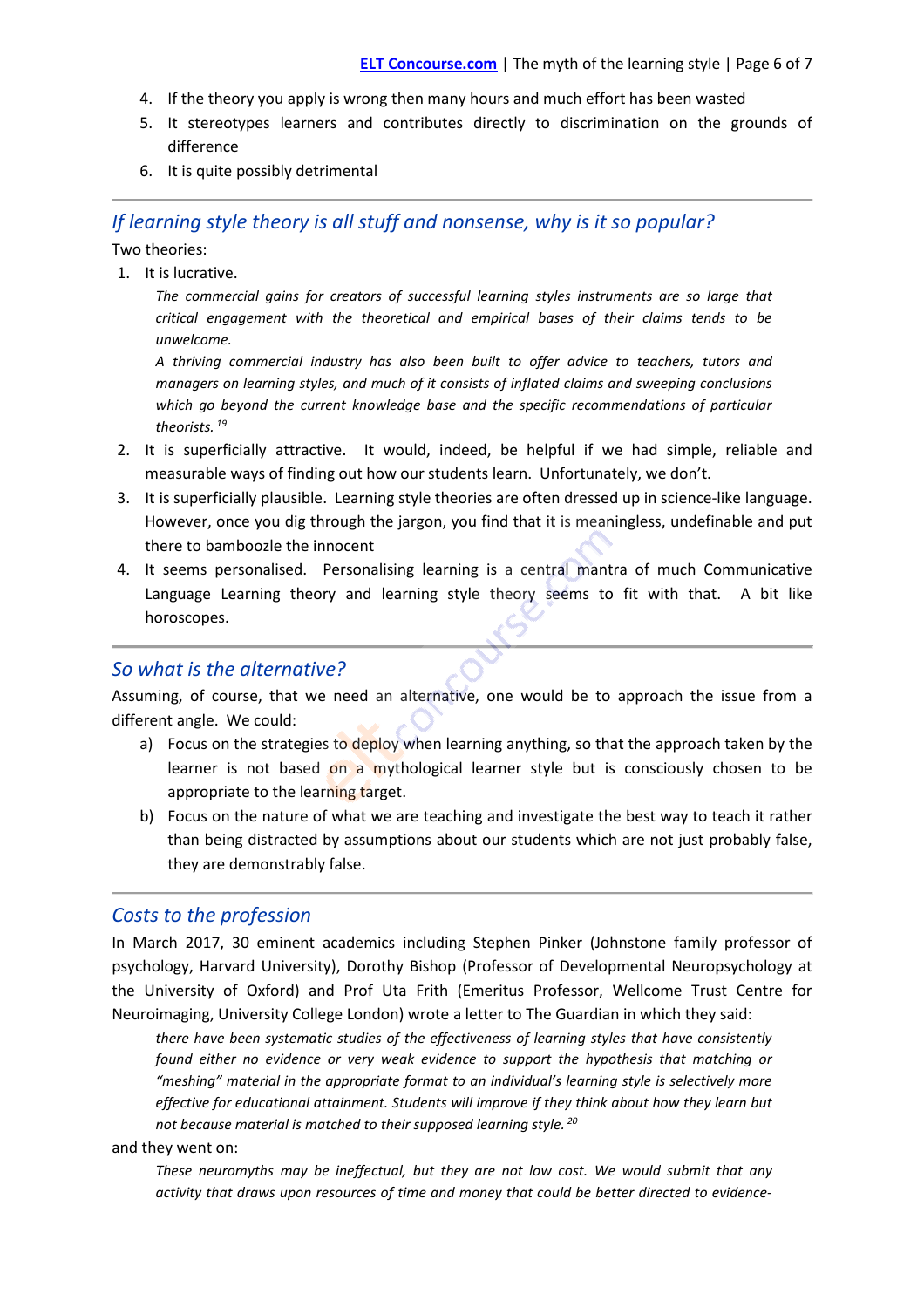4. If the theory you apply is wrong then many hours and much effort has been wasted
5. It stereotypes learners and contributes directly to discrimination on the grounds of difference
6. It is quite possibly detrimental

---

## *If learning style theory is all stuff and nonsense, why is it so popular?*

Two theories:

1. It is lucrative.

   *The commercial gains for creators of successful learning styles instruments are so large that critical engagement with the theoretical and empirical bases of their claims tends to be unwelcome.*

   *A thriving commercial industry has also been built to offer advice to teachers, tutors and managers on learning styles, and much of it consists of inflated claims and sweeping conclusions which go beyond the current knowledge base and the specific recommendations of particular theorists.* [19]

2. It is superficially attractive. It would, indeed, be helpful if we had simple, reliable and measurable ways of finding out how our students learn. Unfortunately, we don't.
3. It is superficially plausible. Learning style theories are often dressed up in science-like language. However, once you dig through the jargon, you find that it is meaningless, undefinable and put there to bamboozle the innocent
4. It seems personalised. Personalising learning is a central mantra of much Communicative Language Learning theory and learning style theory seems to fit with that. A bit like horoscopes.

---

## *So what is the alternative?*

Assuming, of course, that we need an alternative, one would be to approach the issue from a different angle. We could:

a) Focus on the strategies to deploy when learning anything, so that the approach taken by the learner is not based on a mythological learner style but is consciously chosen to be appropriate to the learning target.

b) Focus on the nature of what we are teaching and investigate the best way to teach it rather than being distracted by assumptions about our students which are not just probably false, they are demonstrably false.

---

## *Costs to the profession*

In March 2017, 30 eminent academics including Stephen Pinker (Johnstone family professor of psychology, Harvard University), Dorothy Bishop (Professor of Developmental Neuropsychology at the University of Oxford) and Prof Uta Frith (Emeritus Professor, Wellcome Trust Centre for Neuroimaging, University College London) wrote a letter to The Guardian in which they said:

> *there have been systematic studies of the effectiveness of learning styles that have consistently found either no evidence or very weak evidence to support the hypothesis that matching or "meshing" material in the appropriate format to an individual's learning style is selectively more effective for educational attainment. Students will improve if they think about how they learn but not because material is matched to their supposed learning style.* [20]

and they went on:

> *These neuromyths may be ineffectual, but they are not low cost. We would submit that any activity that draws upon resources of time and money that could be better directed to evidence-*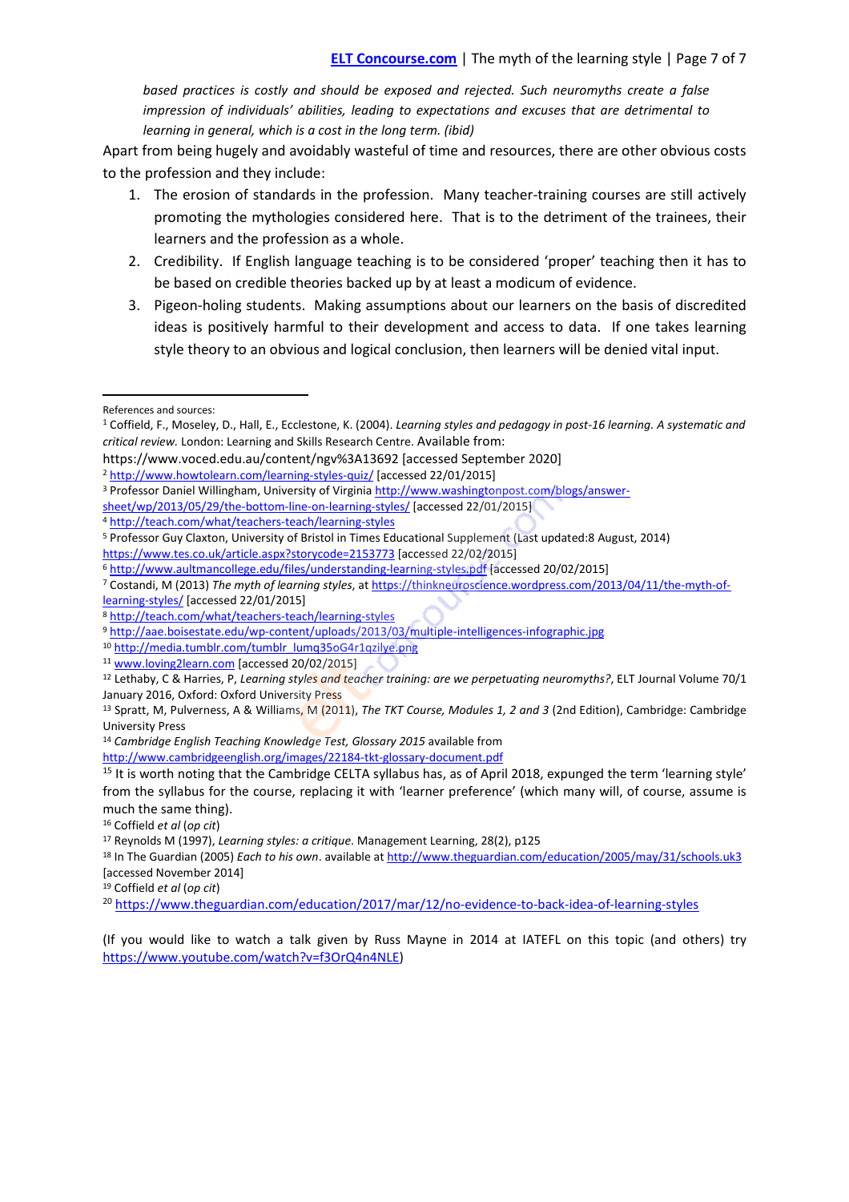*based practices is costly and should be exposed and rejected. Such neuromyths create a false impression of individuals' abilities, leading to expectations and excuses that are detrimental to learning in general, which is a cost in the long term. (ibid)*

Apart from being hugely and avoidably wasteful of time and resources, there are other obvious costs to the profession and they include:

1. The erosion of standards in the profession. Many teacher-training courses are still actively promoting the mythologies considered here. That is to the detriment of the trainees, their learners and the profession as a whole.
2. Credibility. If English language teaching is to be considered 'proper' teaching then it has to be based on credible theories backed up by at least a modicum of evidence.
3. Pigeon-holing students. Making assumptions about our learners on the basis of discredited ideas is positively harmful to their development and access to data. If one takes learning style theory to an obvious and logical conclusion, then learners will be denied vital input.

---

References and sources:

[1] Coffield, F., Moseley, D., Hall, E., Ecclestone, K. (2004). *Learning styles and pedagogy in post-16 learning. A systematic and critical review.* London: Learning and Skills Research Centre. Available from: https://www.voced.edu.au/content/ngv%3A13692 [accessed September 2020]

[2] http://www.howtolearn.com/learning-styles-quiz/ [accessed 22/01/2015]

[3] Professor Daniel Willingham, University of Virginia http://www.washingtonpost.com/blogs/answer-sheet/wp/2013/05/29/the-bottom-line-on-learning-styles/ [accessed 22/01/2015]

[4] http://teach.com/what/teachers-teach/learning-styles

[5] Professor Guy Claxton, University of Bristol in Times Educational Supplement (Last updated:8 August, 2014) https://www.tes.co.uk/article.aspx?storycode=2153773 [accessed 22/02/2015]

[6] http://www.aultmancollege.edu/files/understanding-learning-styles.pdf [accessed 20/02/2015]

[7] Costandi, M (2013) *The myth of learning styles*, at https://thinkneuroscience.wordpress.com/2013/04/11/the-myth-of-learning-styles/ [accessed 22/01/2015]

[8] http://teach.com/what/teachers-teach/learning-styles

[9] http://aae.boisestate.edu/wp-content/uploads/2013/03/multiple-intelligences-infographic.jpg

[10] http://media.tumblr.com/tumblr_lumq35oG4r1qzilye.png

[11] www.loving2learn.com [accessed 20/02/2015]

[12] Lethaby, C & Harries, P, *Learning styles and teacher training: are we perpetuating neuromyths?*, ELT Journal Volume 70/1 January 2016, Oxford: Oxford University Press

[13] Spratt, M, Pulverness, A & Williams, M (2011), *The TKT Course, Modules 1, 2 and 3* (2nd Edition), Cambridge: Cambridge University Press

[14] *Cambridge English Teaching Knowledge Test, Glossary 2015* available from http://www.cambridgeenglish.org/images/22184-tkt-glossary-document.pdf

[15] It is worth noting that the Cambridge CELTA syllabus has, as of April 2018, expunged the term 'learning style' from the syllabus for the course, replacing it with 'learner preference' (which many will, of course, assume is much the same thing).

[16] Coffield *et al* (*op cit*)

[17] Reynolds M (1997), *Learning styles: a critique*. Management Learning, 28(2), p125

[18] In The Guardian (2005) *Each to his own*. available at http://www.theguardian.com/education/2005/may/31/schools.uk3 [accessed November 2014]

[19] Coffield *et al* (*op cit*)

[20] https://www.theguardian.com/education/2017/mar/12/no-evidence-to-back-idea-of-learning-styles

(If you would like to watch a talk given by Russ Mayne in 2014 at IATEFL on this topic (and others) try https://www.youtube.com/watch?v=f3OrQ4n4NLE)